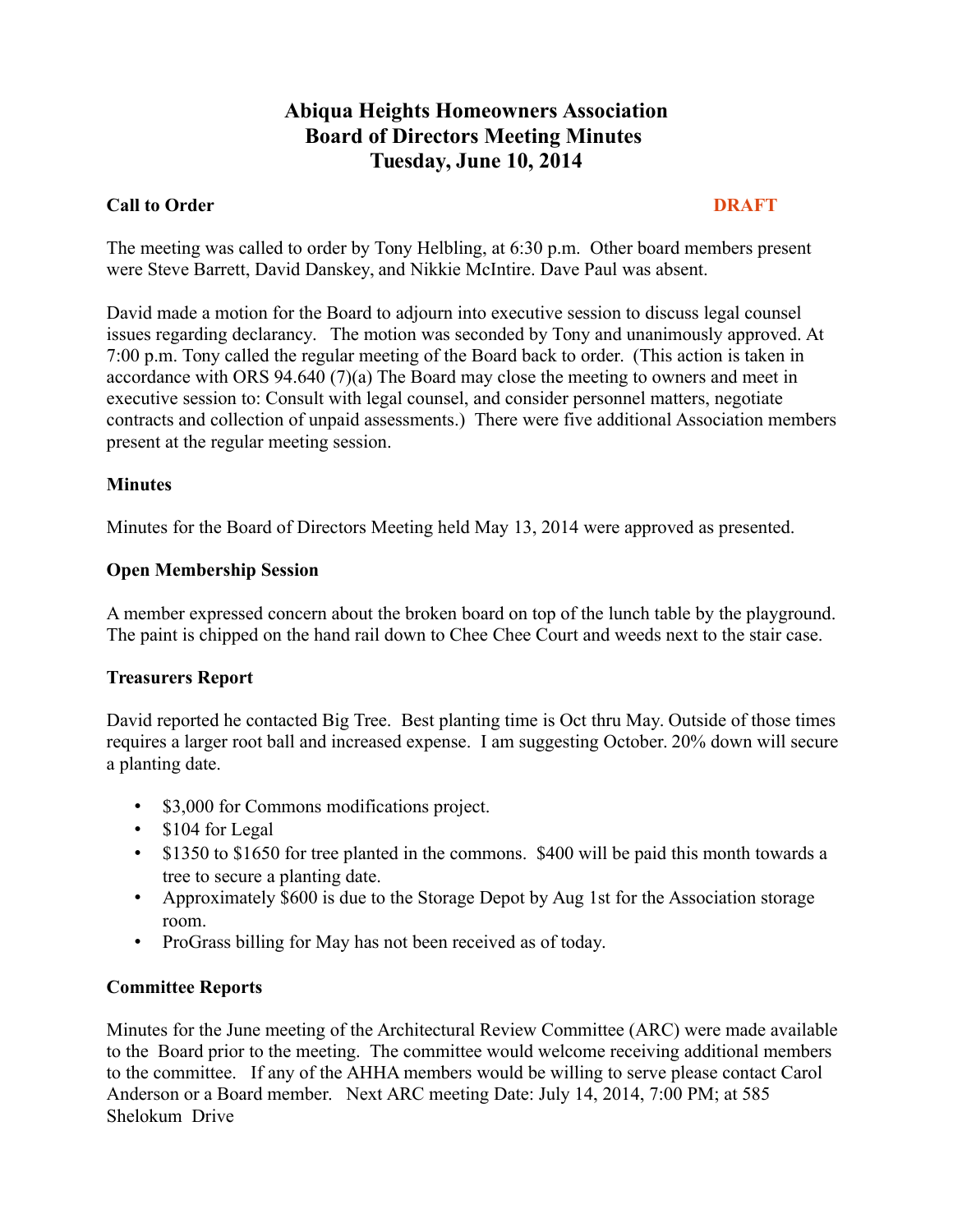# Abiqua Heights Homeowners Association
# Board of Directors Meeting Minutes
# Tuesday, June 10, 2014

## Call to Order

**DRAFT**

The meeting was called to order by Tony Helbling, at 6:30 p.m. Other board members present were Steve Barrett, David Danskey, and Nikkie McIntire. Dave Paul was absent.

David made a motion for the Board to adjourn into executive session to discuss legal counsel issues regarding declarancy. The motion was seconded by Tony and unanimously approved. At 7:00 p.m. Tony called the regular meeting of the Board back to order. (This action is taken in accordance with ORS 94.640 (7)(a) The Board may close the meeting to owners and meet in executive session to: Consult with legal counsel, and consider personnel matters, negotiate contracts and collection of unpaid assessments.) There were five additional Association members present at the regular meeting session.

## Minutes

Minutes for the Board of Directors Meeting held May 13, 2014 were approved as presented.

## Open Membership Session

A member expressed concern about the broken board on top of the lunch table by the playground. The paint is chipped on the hand rail down to Chee Chee Court and weeds next to the stair case.

## Treasurers Report

David reported he contacted Big Tree. Best planting time is Oct thru May. Outside of those times requires a larger root ball and increased expense. I am suggesting October. 20% down will secure a planting date.

- $3,000 for Commons modifications project.
- $104 for Legal
- $1350 to $1650 for tree planted in the commons. $400 will be paid this month towards a tree to secure a planting date.
- Approximately $600 is due to the Storage Depot by Aug 1st for the Association storage room.
- ProGrass billing for May has not been received as of today.

## Committee Reports

Minutes for the June meeting of the Architectural Review Committee (ARC) were made available to the Board prior to the meeting. The committee would welcome receiving additional members to the committee. If any of the AHHA members would be willing to serve please contact Carol Anderson or a Board member. Next ARC meeting Date: July 14, 2014, 7:00 PM; at 585 Shelokum Drive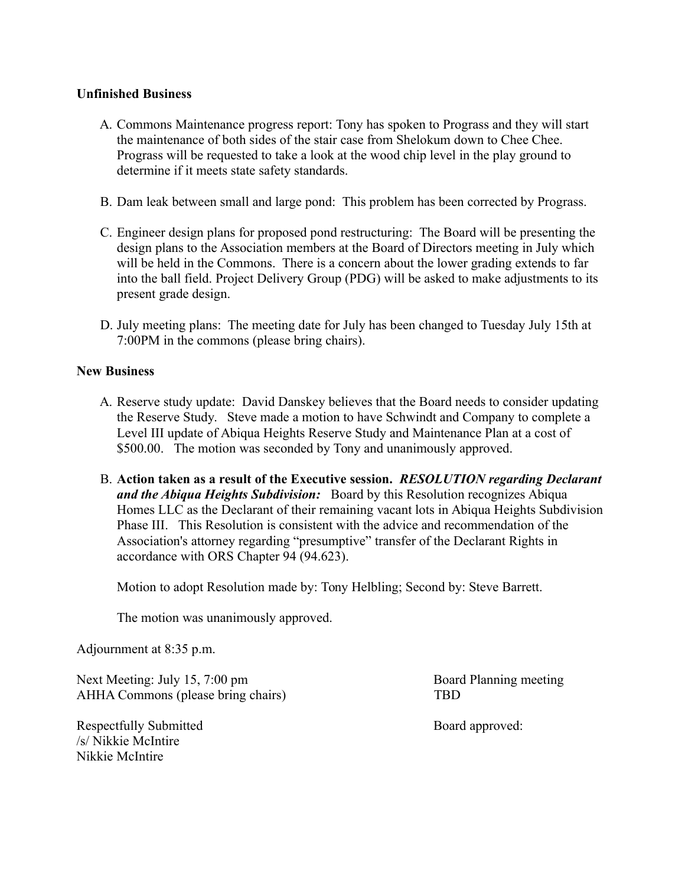**Unfinished Business**

A. Commons Maintenance progress report: Tony has spoken to Prograss and they will start the maintenance of both sides of the stair case from Shelokum down to Chee Chee. Prograss will be requested to take a look at the wood chip level in the play ground to determine if it meets state safety standards.

B. Dam leak between small and large pond: This problem has been corrected by Prograss.

C. Engineer design plans for proposed pond restructuring: The Board will be presenting the design plans to the Association members at the Board of Directors meeting in July which will be held in the Commons. There is a concern about the lower grading extends to far into the ball field. Project Delivery Group (PDG) will be asked to make adjustments to its present grade design.

D. July meeting plans: The meeting date for July has been changed to Tuesday July 15th at 7:00PM in the commons (please bring chairs).

**New Business**

A. Reserve study update: David Danskey believes that the Board needs to consider updating the Reserve Study. Steve made a motion to have Schwindt and Company to complete a Level III update of Abiqua Heights Reserve Study and Maintenance Plan at a cost of $500.00. The motion was seconded by Tony and unanimously approved.

B. **Action taken as a result of the Executive session.** ***RESOLUTION regarding Declarant and the Abiqua Heights Subdivision:*** Board by this Resolution recognizes Abiqua Homes LLC as the Declarant of their remaining vacant lots in Abiqua Heights Subdivision Phase III. This Resolution is consistent with the advice and recommendation of the Association's attorney regarding "presumptive" transfer of the Declarant Rights in accordance with ORS Chapter 94 (94.623).

   Motion to adopt Resolution made by: Tony Helbling; Second by: Steve Barrett.

   The motion was unanimously approved.

Adjournment at 8:35 p.m.

Next Meeting: July 15, 7:00 pm
AHHA Commons (please bring chairs)

Board Planning meeting
TBD

Respectfully Submitted
/s/ Nikkie McIntire
Nikkie McIntire

Board approved: